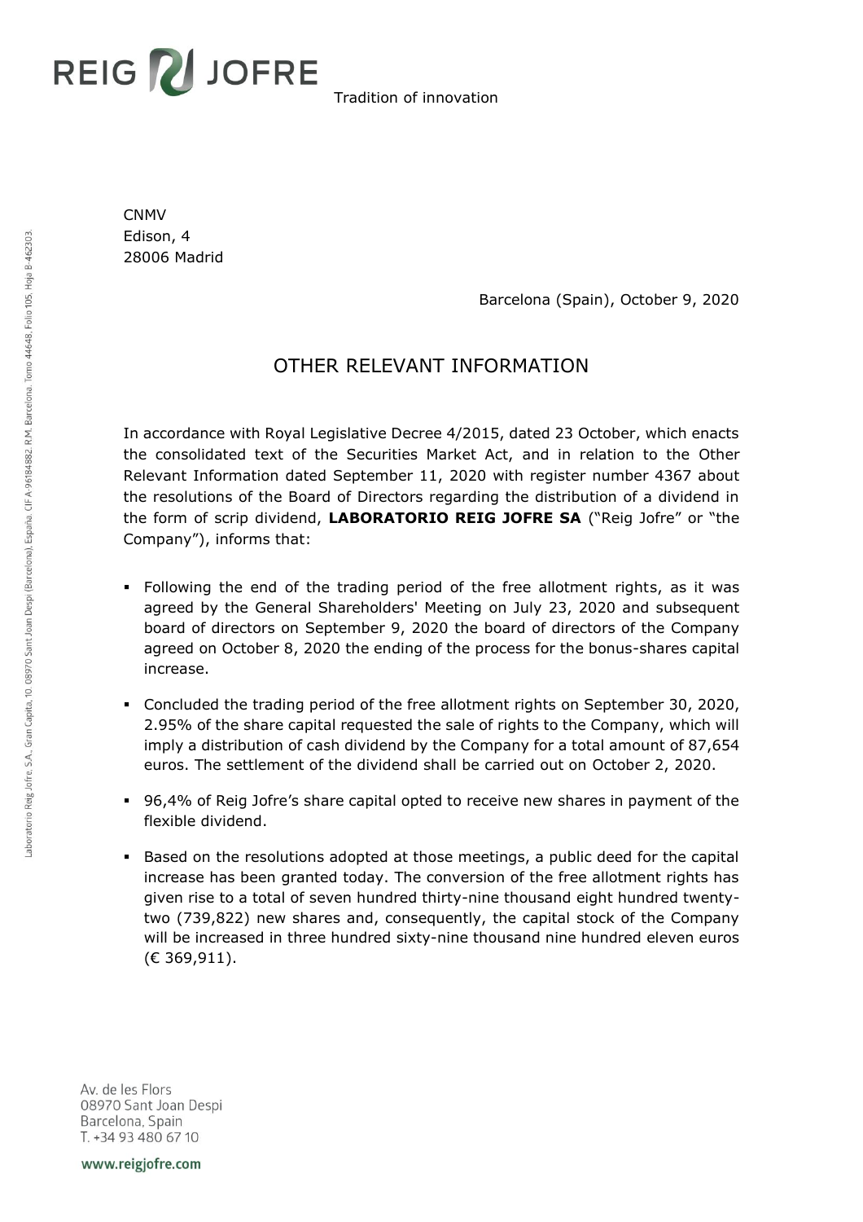REIG JOFRE Tradition of innovation

CNMV
Edison, 4
28006 Madrid

Barcelona (Spain), October 9, 2020

# OTHER RELEVANT INFORMATION

In accordance with Royal Legislative Decree 4/2015, dated 23 October, which enacts the consolidated text of the Securities Market Act, and in relation to the Other Relevant Information dated September 11, 2020 with register number 4367 about the resolutions of the Board of Directors regarding the distribution of a dividend in the form of scrip dividend, **LABORATORIO REIG JOFRE SA** ("Reig Jofre" or "the Company"), informs that:

- Following the end of the trading period of the free allotment rights, as it was agreed by the General Shareholders' Meeting on July 23, 2020 and subsequent board of directors on September 9, 2020 the board of directors of the Company agreed on October 8, 2020 the ending of the process for the bonus-shares capital increase.
- Concluded the trading period of the free allotment rights on September 30, 2020, 2.95% of the share capital requested the sale of rights to the Company, which will imply a distribution of cash dividend by the Company for a total amount of 87,654 euros. The settlement of the dividend shall be carried out on October 2, 2020.
- 96,4% of Reig Jofre's share capital opted to receive new shares in payment of the flexible dividend.
- Based on the resolutions adopted at those meetings, a public deed for the capital increase has been granted today. The conversion of the free allotment rights has given rise to a total of seven hundred thirty-nine thousand eight hundred twenty-two (739,822) new shares and, consequently, the capital stock of the Company will be increased in three hundred sixty-nine thousand nine hundred eleven euros (€ 369,911).

Av. de les Flors
08970 Sant Joan Despi
Barcelona, Spain
T. +34 93 480 67 10

www.reigjofre.com

Laboratorio Reig Jofre, S.A., Gran Capità, 10. 08970 Sant Joan Despí (Barcelona), España. CIF A-96184882. R.M. Barcelona. Tomo 44648, Folio 105, Hoja B-462303.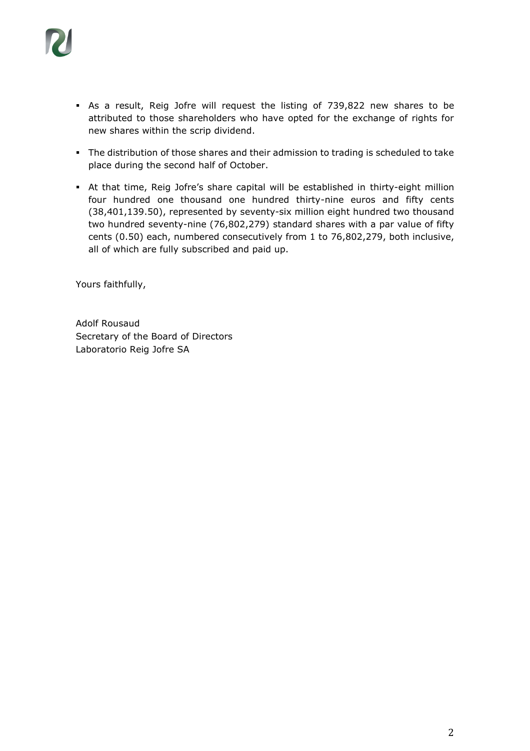- As a result, Reig Jofre will request the listing of 739,822 new shares to be attributed to those shareholders who have opted for the exchange of rights for new shares within the scrip dividend.
- The distribution of those shares and their admission to trading is scheduled to take place during the second half of October.
- At that time, Reig Jofre's share capital will be established in thirty-eight million four hundred one thousand one hundred thirty-nine euros and fifty cents (38,401,139.50), represented by seventy-six million eight hundred two thousand two hundred seventy-nine (76,802,279) standard shares with a par value of fifty cents (0.50) each, numbered consecutively from 1 to 76,802,279, both inclusive, all of which are fully subscribed and paid up.

Yours faithfully,

Adolf Rousaud
Secretary of the Board of Directors
Laboratorio Reig Jofre SA